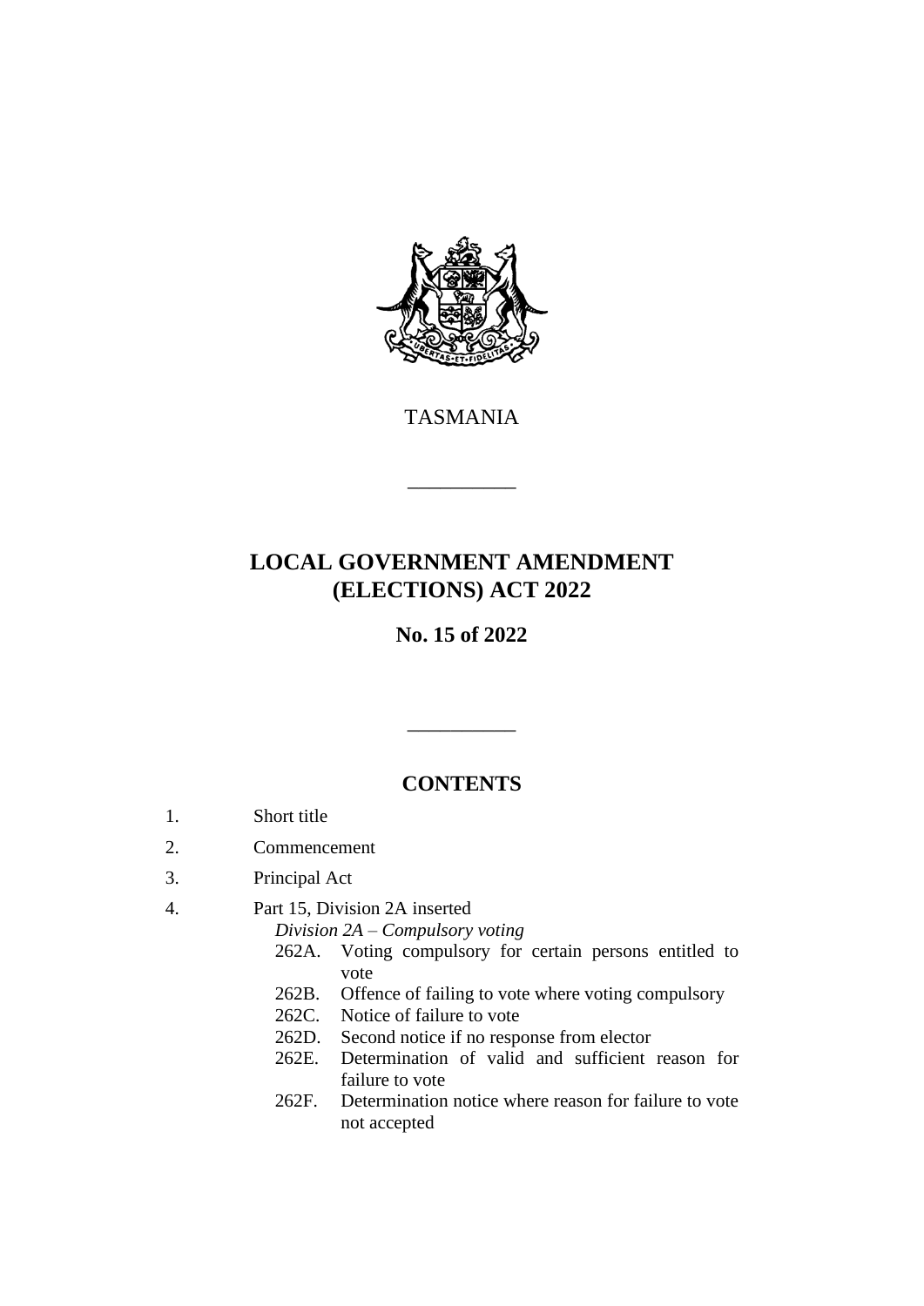TASMANIA

---

# LOCAL GOVERNMENT AMENDMENT (ELECTIONS) ACT 2022

## No. 15 of 2022

---

## CONTENTS

1. Short title
2. Commencement
3. Principal Act
4. Part 15, Division 2A inserted

   *Division 2A – Compulsory voting*

   262A. Voting compulsory for certain persons entitled to vote

   262B. Offence of failing to vote where voting compulsory

   262C. Notice of failure to vote

   262D. Second notice if no response from elector

   262E. Determination of valid and sufficient reason for failure to vote

   262F. Determination notice where reason for failure to vote not accepted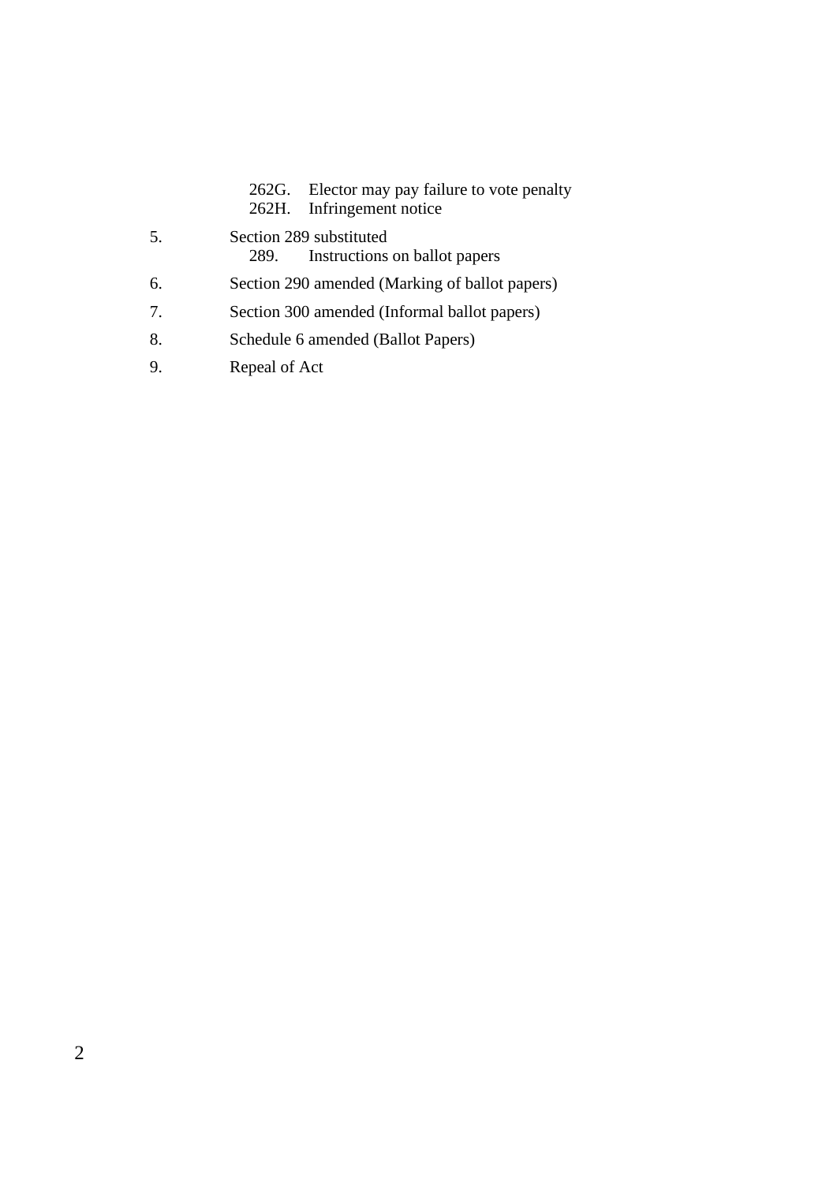262G. Elector may pay failure to vote penalty
262H. Infringement notice

5. Section 289 substituted
   289. Instructions on ballot papers

6. Section 290 amended (Marking of ballot papers)

7. Section 300 amended (Informal ballot papers)

8. Schedule 6 amended (Ballot Papers)

9. Repeal of Act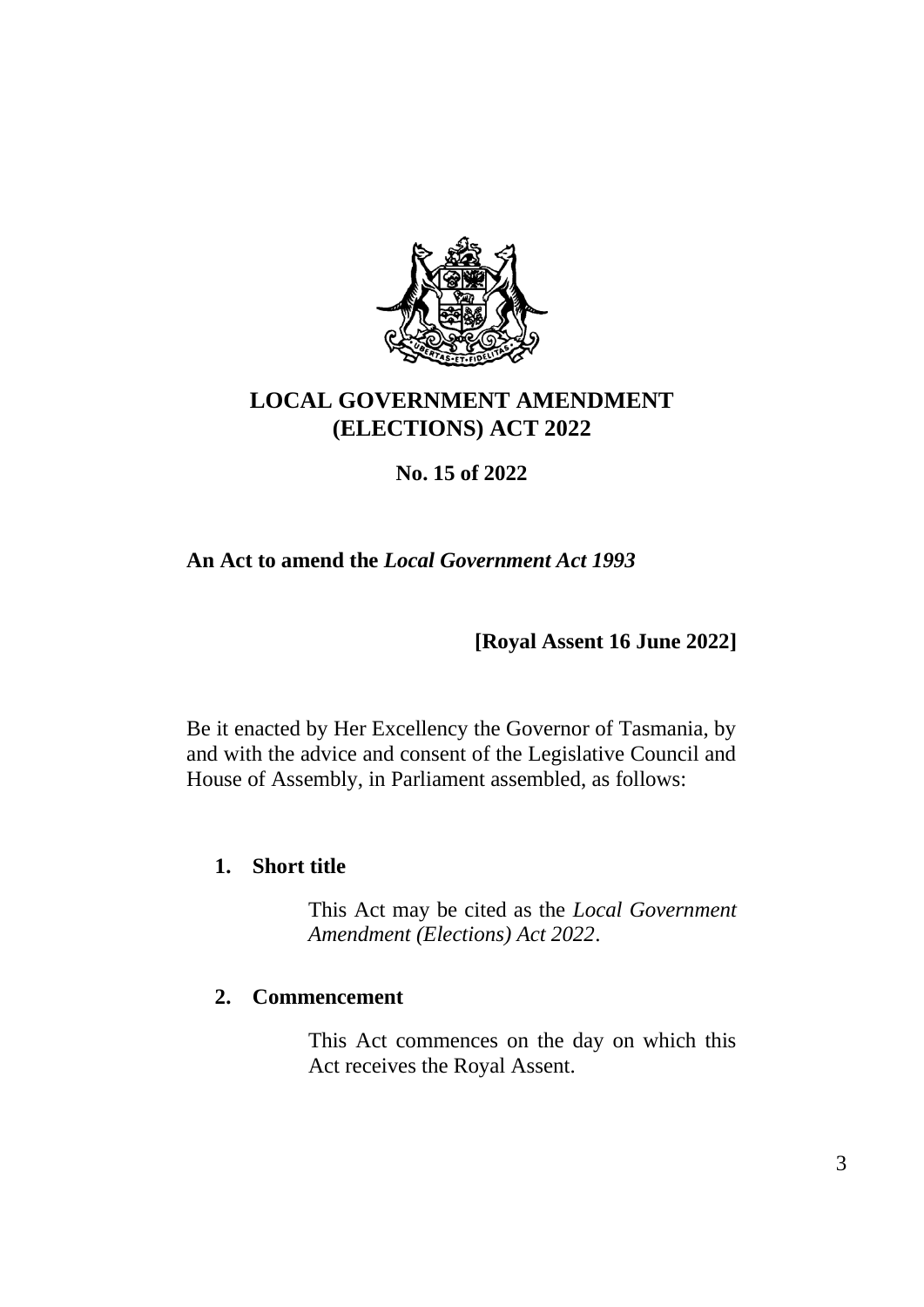# LOCAL GOVERNMENT AMENDMENT (ELECTIONS) ACT 2022

**No. 15 of 2022**

**An Act to amend the *Local Government Act 1993***

**[Royal Assent 16 June 2022]**

Be it enacted by Her Excellency the Governor of Tasmania, by and with the advice and consent of the Legislative Council and House of Assembly, in Parliament assembled, as follows:

## 1. Short title

This Act may be cited as the *Local Government Amendment (Elections) Act 2022*.

## 2. Commencement

This Act commences on the day on which this Act receives the Royal Assent.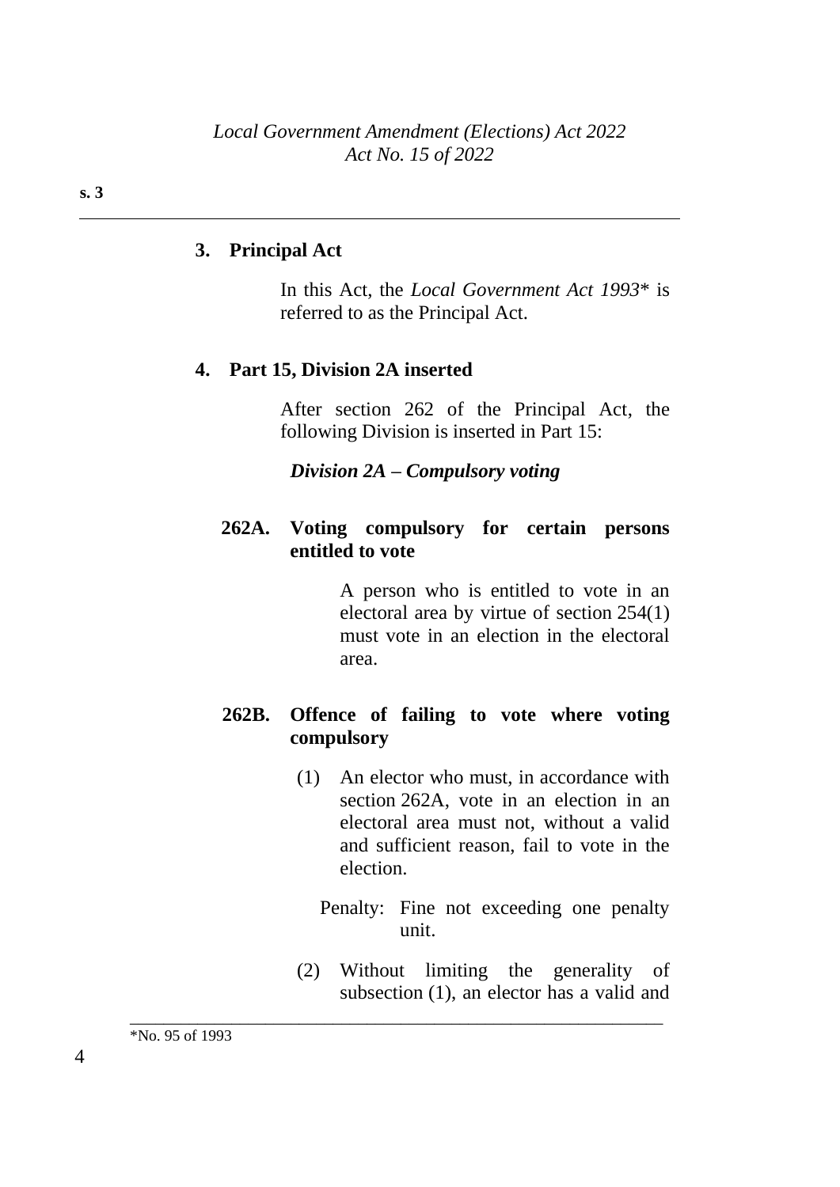## 3. Principal Act

In this Act, the *Local Government Act 1993*\* is referred to as the Principal Act.

## 4. Part 15, Division 2A inserted

After section 262 of the Principal Act, the following Division is inserted in Part 15:

***Division 2A – Compulsory voting***

**262A. Voting compulsory for certain persons entitled to vote**

A person who is entitled to vote in an electoral area by virtue of section 254(1) must vote in an election in the electoral area.

**262B. Offence of failing to vote where voting compulsory**

(1) An elector who must, in accordance with section 262A, vote in an election in an electoral area must not, without a valid and sufficient reason, fail to vote in the election.

Penalty: Fine not exceeding one penalty unit.

(2) Without limiting the generality of subsection (1), an elector has a valid and

---

\*No. 95 of 1993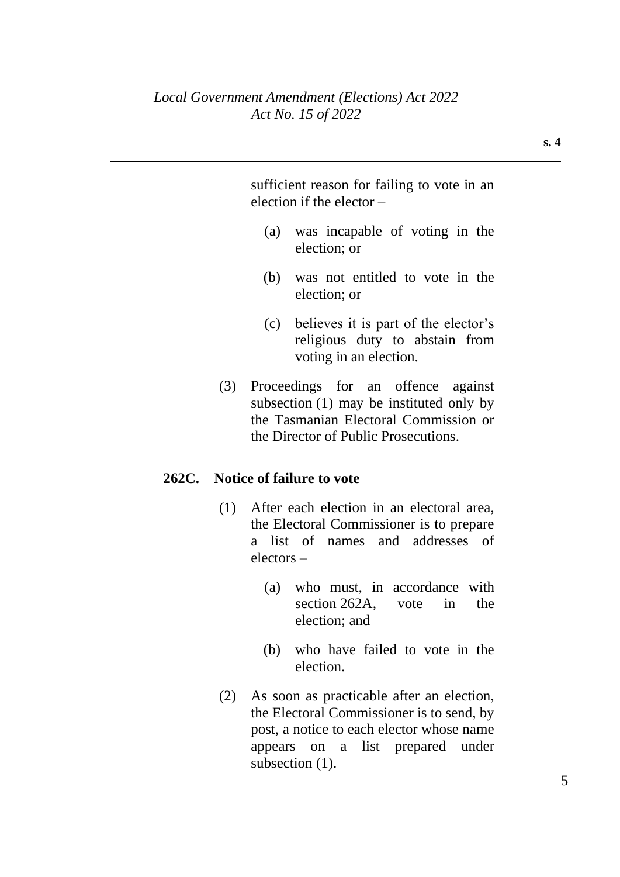sufficient reason for failing to vote in an election if the elector –

(a) was incapable of voting in the election; or

(b) was not entitled to vote in the election; or

(c) believes it is part of the elector's religious duty to abstain from voting in an election.

(3) Proceedings for an offence against subsection (1) may be instituted only by the Tasmanian Electoral Commission or the Director of Public Prosecutions.

**262C. Notice of failure to vote**

(1) After each election in an electoral area, the Electoral Commissioner is to prepare a list of names and addresses of electors –

(a) who must, in accordance with section 262A, vote in the election; and

(b) who have failed to vote in the election.

(2) As soon as practicable after an election, the Electoral Commissioner is to send, by post, a notice to each elector whose name appears on a list prepared under subsection (1).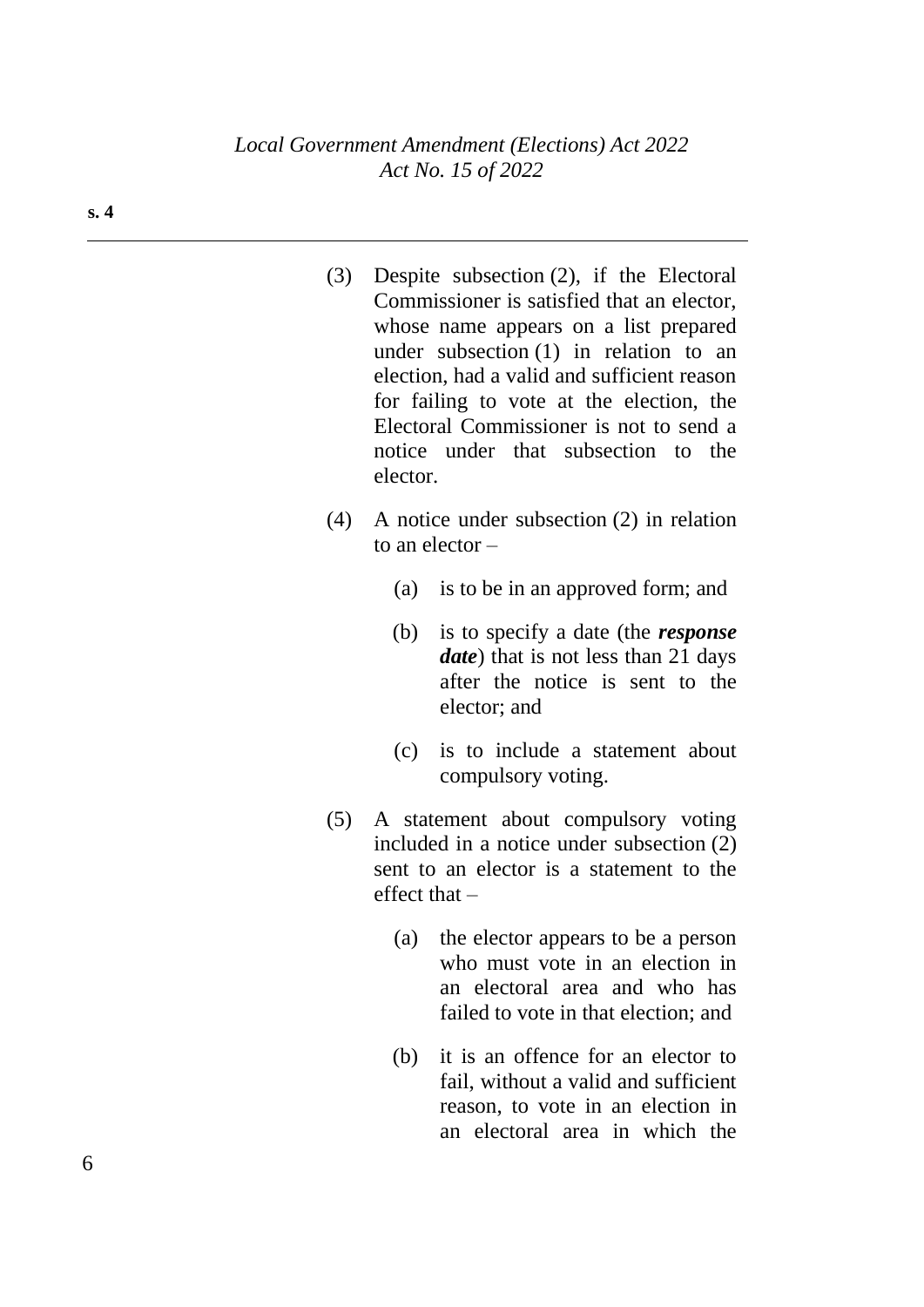(3) Despite subsection (2), if the Electoral Commissioner is satisfied that an elector, whose name appears on a list prepared under subsection (1) in relation to an election, had a valid and sufficient reason for failing to vote at the election, the Electoral Commissioner is not to send a notice under that subsection to the elector.

(4) A notice under subsection (2) in relation to an elector –

  (a) is to be in an approved form; and

  (b) is to specify a date (the ***response date***) that is not less than 21 days after the notice is sent to the elector; and

  (c) is to include a statement about compulsory voting.

(5) A statement about compulsory voting included in a notice under subsection (2) sent to an elector is a statement to the effect that –

  (a) the elector appears to be a person who must vote in an election in an electoral area and who has failed to vote in that election; and

  (b) it is an offence for an elector to fail, without a valid and sufficient reason, to vote in an election in an electoral area in which the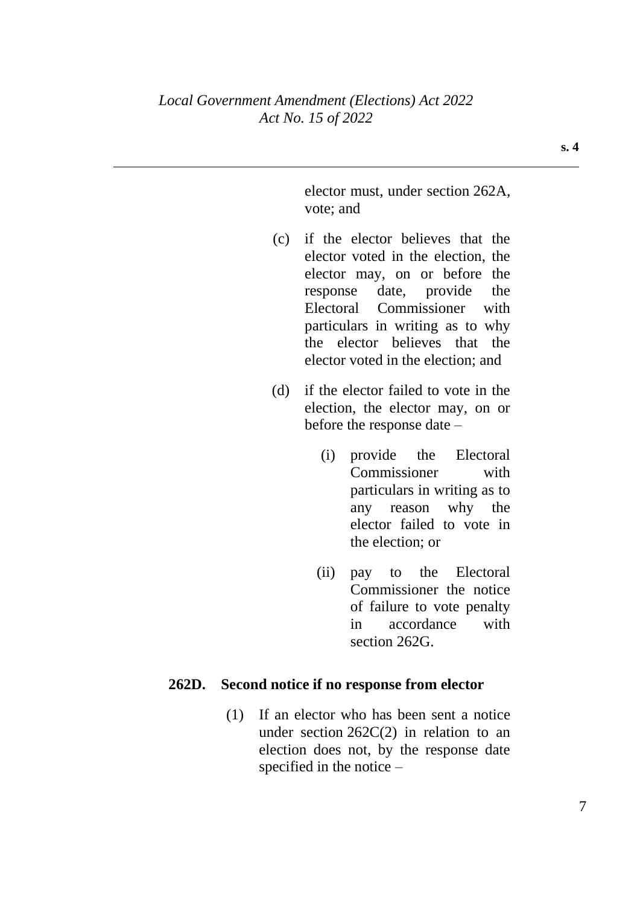elector must, under section 262A, vote; and

(c) if the elector believes that the elector voted in the election, the elector may, on or before the response date, provide the Electoral Commissioner with particulars in writing as to why the elector believes that the elector voted in the election; and

(d) if the elector failed to vote in the election, the elector may, on or before the response date –

(i) provide the Electoral Commissioner with particulars in writing as to any reason why the elector failed to vote in the election; or

(ii) pay to the Electoral Commissioner the notice of failure to vote penalty in accordance with section 262G.

**262D. Second notice if no response from elector**

(1) If an elector who has been sent a notice under section 262C(2) in relation to an election does not, by the response date specified in the notice –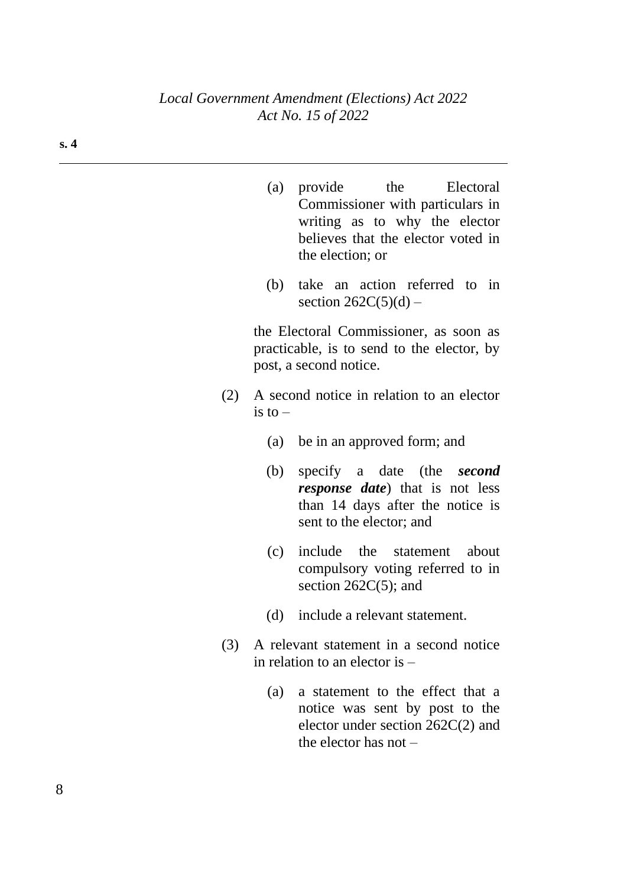(a) provide the Electoral Commissioner with particulars in writing as to why the elector believes that the elector voted in the election; or

(b) take an action referred to in section 262C(5)(d) –

the Electoral Commissioner, as soon as practicable, is to send to the elector, by post, a second notice.

(2) A second notice in relation to an elector is to –

(a) be in an approved form; and

(b) specify a date (the ***second response date***) that is not less than 14 days after the notice is sent to the elector; and

(c) include the statement about compulsory voting referred to in section 262C(5); and

(d) include a relevant statement.

(3) A relevant statement in a second notice in relation to an elector is –

(a) a statement to the effect that a notice was sent by post to the elector under section 262C(2) and the elector has not –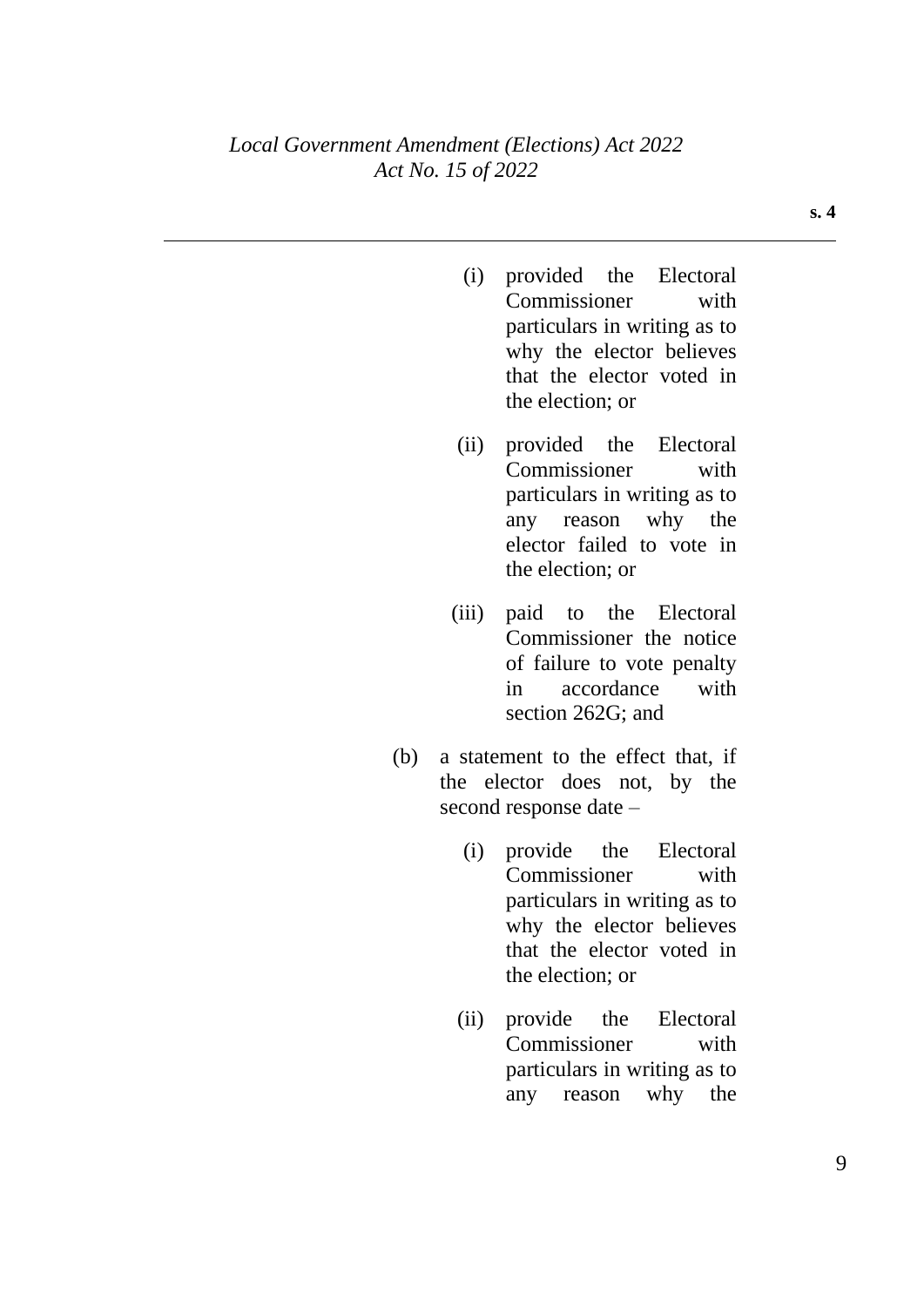(i) provided the Electoral Commissioner with particulars in writing as to why the elector believes that the elector voted in the election; or

(ii) provided the Electoral Commissioner with particulars in writing as to any reason why the elector failed to vote in the election; or

(iii) paid to the Electoral Commissioner the notice of failure to vote penalty in accordance with section 262G; and

(b) a statement to the effect that, if the elector does not, by the second response date –

(i) provide the Electoral Commissioner with particulars in writing as to why the elector believes that the elector voted in the election; or

(ii) provide the Electoral Commissioner with particulars in writing as to any reason why the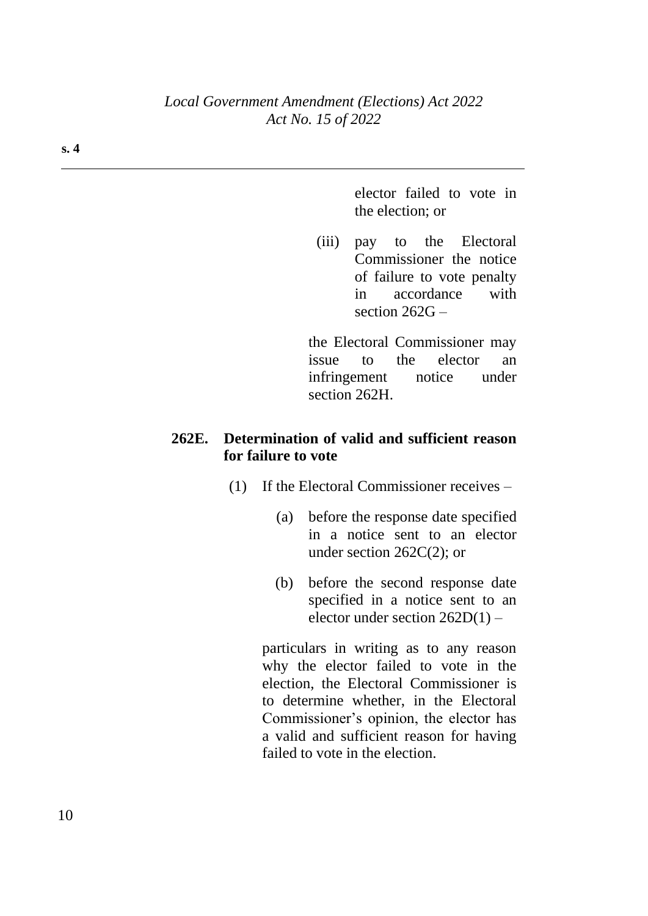elector failed to vote in the election; or

(iii) pay to the Electoral Commissioner the notice of failure to vote penalty in accordance with section 262G –

the Electoral Commissioner may issue to the elector an infringement notice under section 262H.

**262E. Determination of valid and sufficient reason for failure to vote**

(1) If the Electoral Commissioner receives –

(a) before the response date specified in a notice sent to an elector under section 262C(2); or

(b) before the second response date specified in a notice sent to an elector under section 262D(1) –

particulars in writing as to any reason why the elector failed to vote in the election, the Electoral Commissioner is to determine whether, in the Electoral Commissioner's opinion, the elector has a valid and sufficient reason for having failed to vote in the election.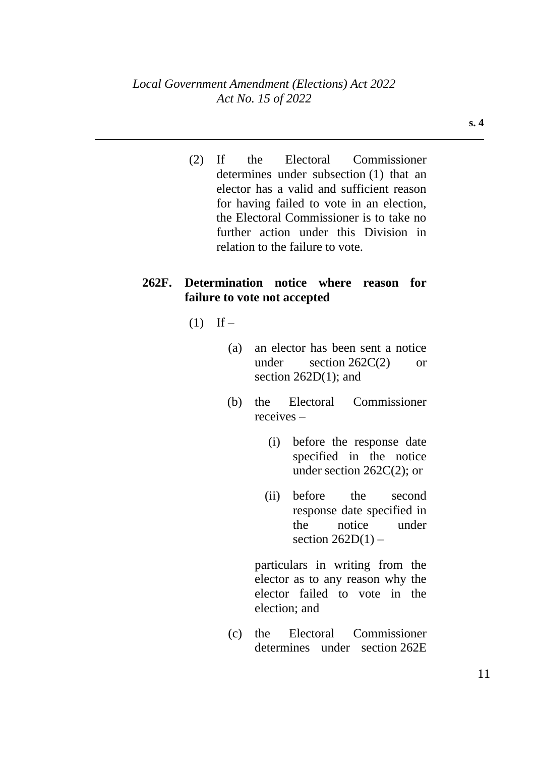(2) If the Electoral Commissioner determines under subsection (1) that an elector has a valid and sufficient reason for having failed to vote in an election, the Electoral Commissioner is to take no further action under this Division in relation to the failure to vote.

### 262F. Determination notice where reason for failure to vote not accepted

(1) If –

- (a) an elector has been sent a notice under section 262C(2) or section 262D(1); and
- (b) the Electoral Commissioner receives –
  - (i) before the response date specified in the notice under section 262C(2); or
  - (ii) before the second response date specified in the notice under section 262D(1) –

  particulars in writing from the elector as to any reason why the elector failed to vote in the election; and
- (c) the Electoral Commissioner determines under section 262E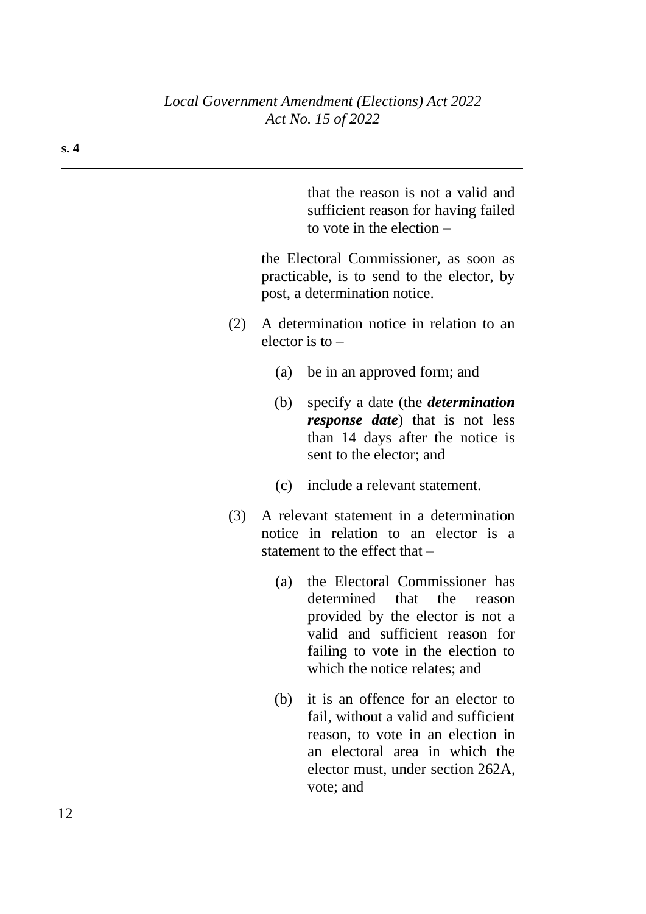that the reason is not a valid and sufficient reason for having failed to vote in the election –

the Electoral Commissioner, as soon as practicable, is to send to the elector, by post, a determination notice.

(2) A determination notice in relation to an elector is to –

(a) be in an approved form; and

(b) specify a date (the ***determination response date***) that is not less than 14 days after the notice is sent to the elector; and

(c) include a relevant statement.

(3) A relevant statement in a determination notice in relation to an elector is a statement to the effect that –

(a) the Electoral Commissioner has determined that the reason provided by the elector is not a valid and sufficient reason for failing to vote in the election to which the notice relates; and

(b) it is an offence for an elector to fail, without a valid and sufficient reason, to vote in an election in an electoral area in which the elector must, under section 262A, vote; and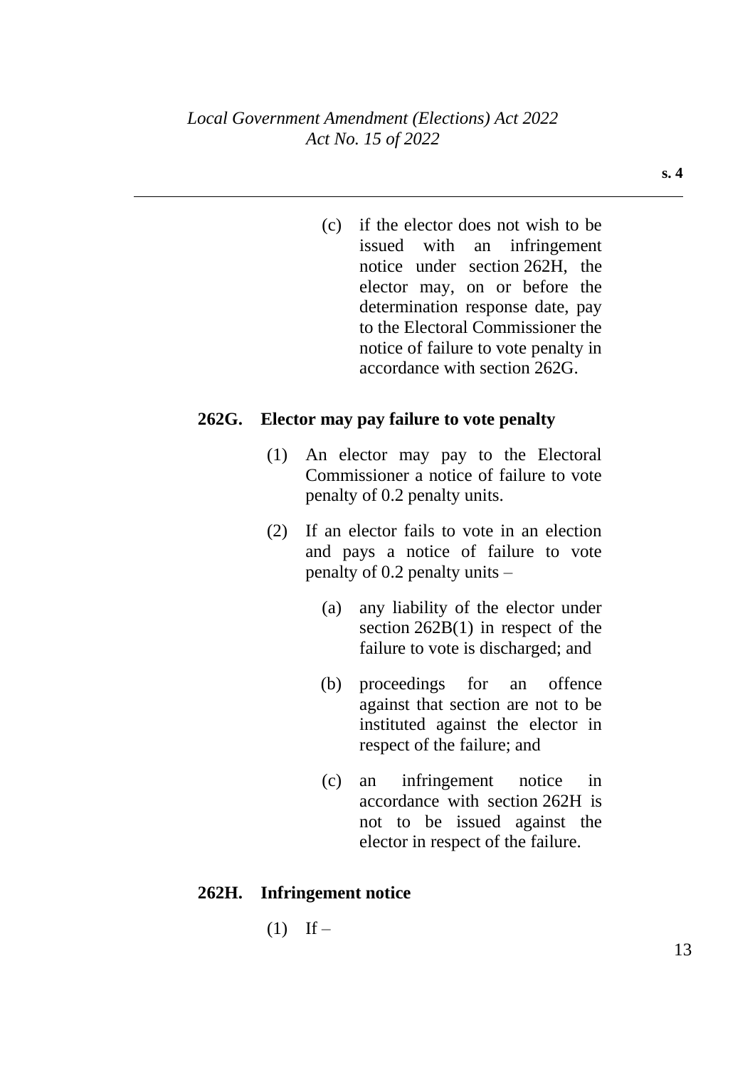(c) if the elector does not wish to be issued with an infringement notice under section 262H, the elector may, on or before the determination response date, pay to the Electoral Commissioner the notice of failure to vote penalty in accordance with section 262G.

**262G. Elector may pay failure to vote penalty**

(1) An elector may pay to the Electoral Commissioner a notice of failure to vote penalty of 0.2 penalty units.

(2) If an elector fails to vote in an election and pays a notice of failure to vote penalty of 0.2 penalty units –

(a) any liability of the elector under section 262B(1) in respect of the failure to vote is discharged; and

(b) proceedings for an offence against that section are not to be instituted against the elector in respect of the failure; and

(c) an infringement notice in accordance with section 262H is not to be issued against the elector in respect of the failure.

**262H. Infringement notice**

(1) If –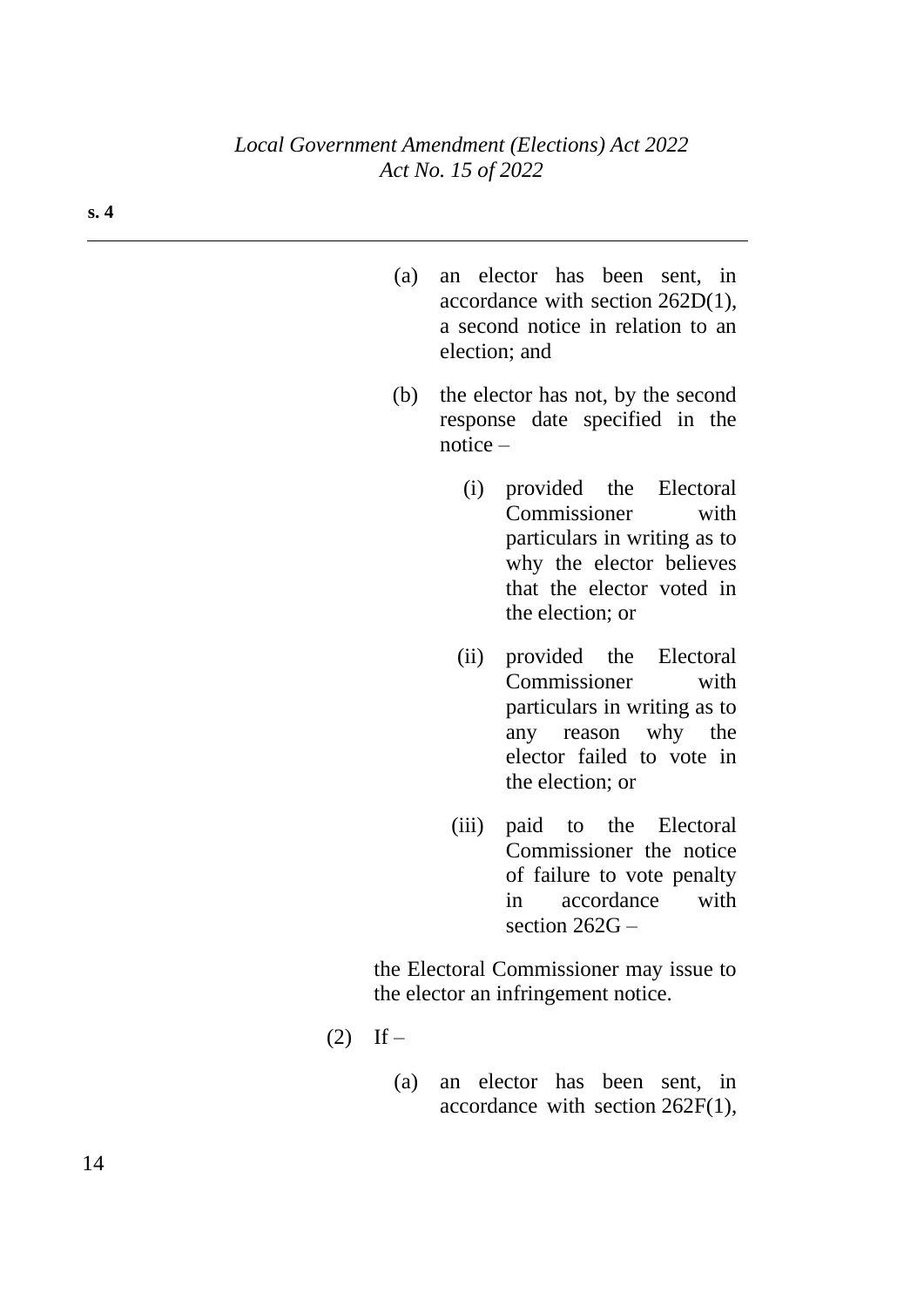(a) an elector has been sent, in accordance with section 262D(1), a second notice in relation to an election; and

(b) the elector has not, by the second response date specified in the notice –

  (i) provided the Electoral Commissioner with particulars in writing as to why the elector believes that the elector voted in the election; or

  (ii) provided the Electoral Commissioner with particulars in writing as to any reason why the elector failed to vote in the election; or

  (iii) paid to the Electoral Commissioner the notice of failure to vote penalty in accordance with section 262G –

the Electoral Commissioner may issue to the elector an infringement notice.

(2) If –

(a) an elector has been sent, in accordance with section 262F(1),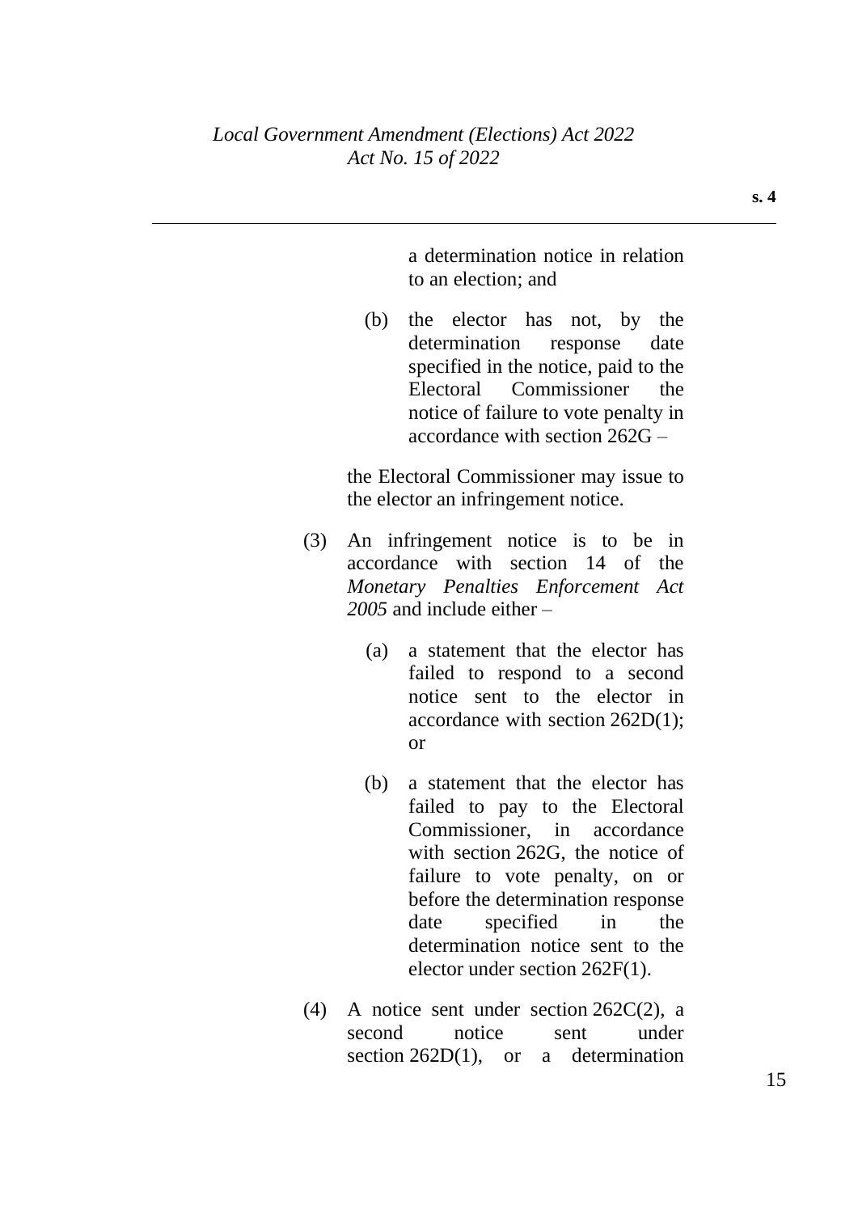a determination notice in relation to an election; and

(b) the elector has not, by the determination response date specified in the notice, paid to the Electoral Commissioner the notice of failure to vote penalty in accordance with section 262G –

the Electoral Commissioner may issue to the elector an infringement notice.

(3) An infringement notice is to be in accordance with section 14 of the *Monetary Penalties Enforcement Act 2005* and include either –

(a) a statement that the elector has failed to respond to a second notice sent to the elector in accordance with section 262D(1); or

(b) a statement that the elector has failed to pay to the Electoral Commissioner, in accordance with section 262G, the notice of failure to vote penalty, on or before the determination response date specified in the determination notice sent to the elector under section 262F(1).

(4) A notice sent under section 262C(2), a second notice sent under section 262D(1), or a determination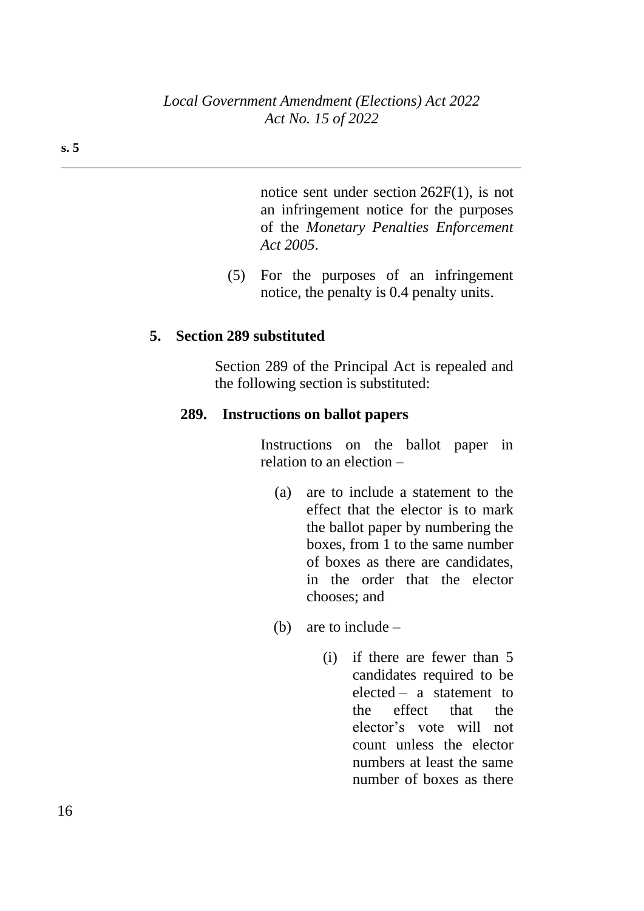notice sent under section 262F(1), is not an infringement notice for the purposes of the *Monetary Penalties Enforcement Act 2005*.

(5) For the purposes of an infringement notice, the penalty is 0.4 penalty units.

**5. Section 289 substituted**

Section 289 of the Principal Act is repealed and the following section is substituted:

**289. Instructions on ballot papers**

Instructions on the ballot paper in relation to an election –

(a) are to include a statement to the effect that the elector is to mark the ballot paper by numbering the boxes, from 1 to the same number of boxes as there are candidates, in the order that the elector chooses; and

(b) are to include –

(i) if there are fewer than 5 candidates required to be elected – a statement to the effect that the elector's vote will not count unless the elector numbers at least the same number of boxes as there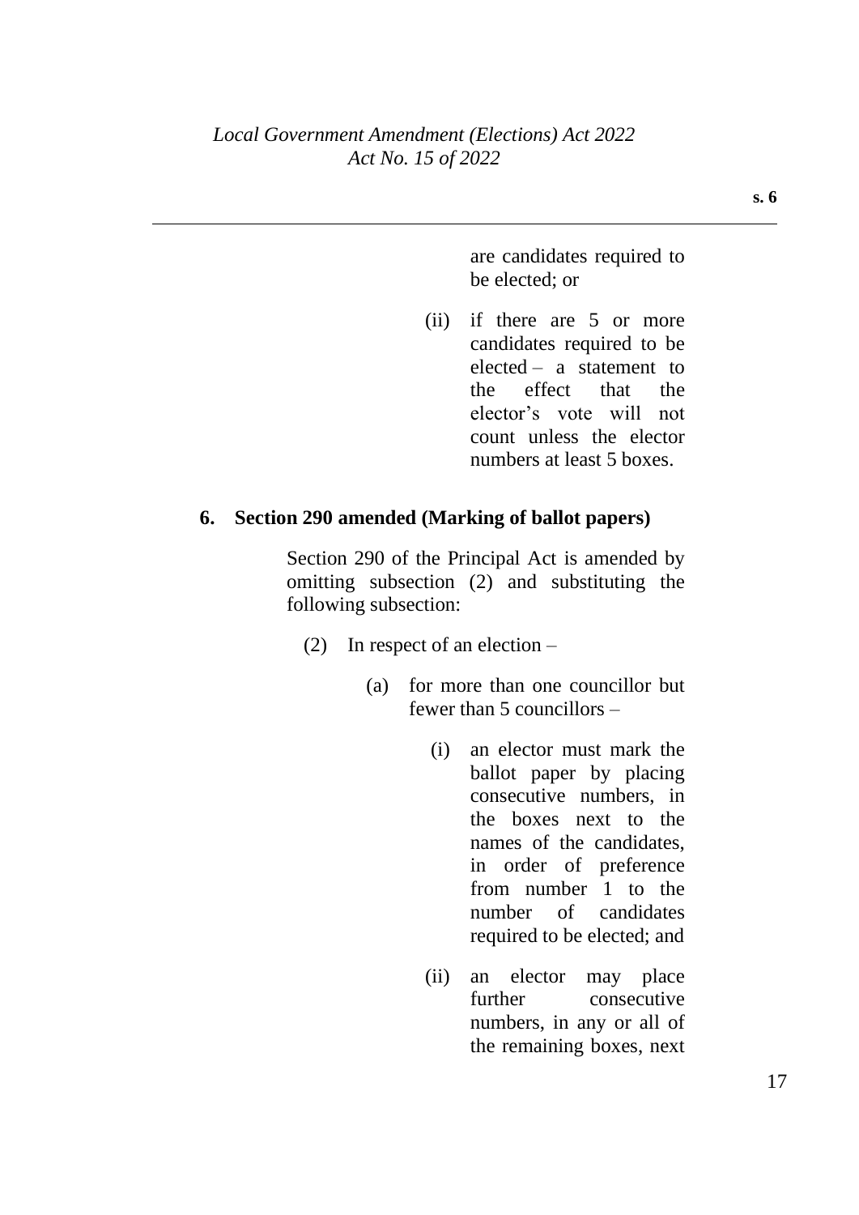are candidates required to be elected; or

(ii) if there are 5 or more candidates required to be elected – a statement to the effect that the elector's vote will not count unless the elector numbers at least 5 boxes.

**6. Section 290 amended (Marking of ballot papers)**

Section 290 of the Principal Act is amended by omitting subsection (2) and substituting the following subsection:

(2) In respect of an election –

(a) for more than one councillor but fewer than 5 councillors –

(i) an elector must mark the ballot paper by placing consecutive numbers, in the boxes next to the names of the candidates, in order of preference from number 1 to the number of candidates required to be elected; and

(ii) an elector may place further consecutive numbers, in any or all of the remaining boxes, next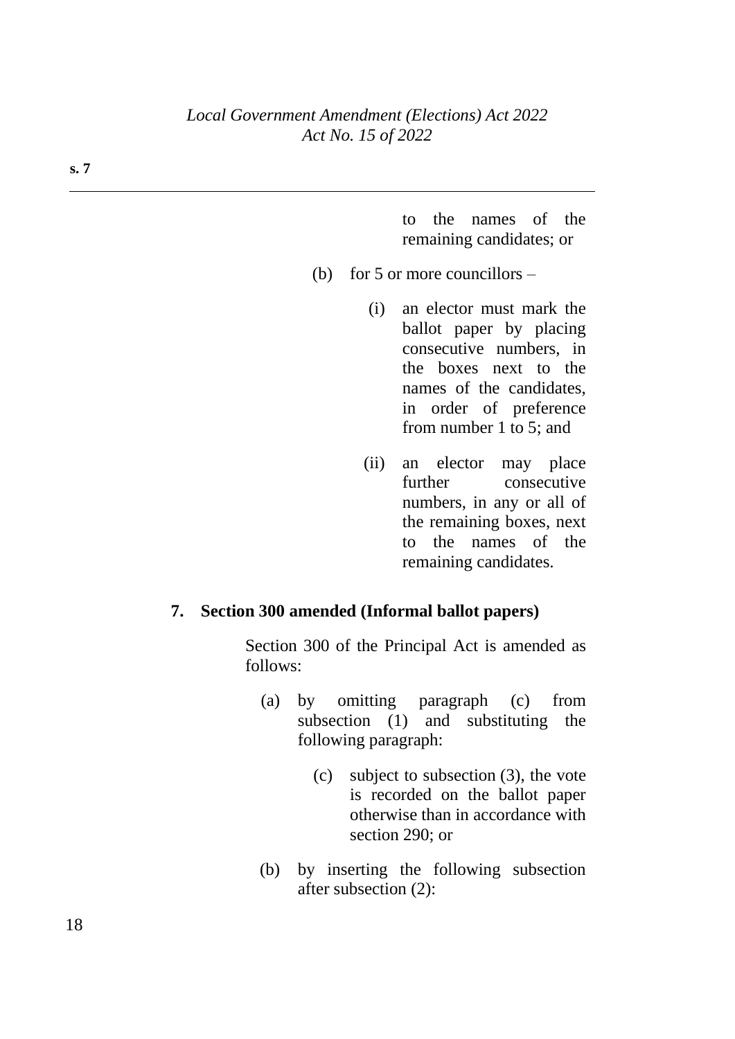to the names of the remaining candidates; or

(b) for 5 or more councillors –

(i) an elector must mark the ballot paper by placing consecutive numbers, in the boxes next to the names of the candidates, in order of preference from number 1 to 5; and

(ii) an elector may place further consecutive numbers, in any or all of the remaining boxes, next to the names of the remaining candidates.

**7. Section 300 amended (Informal ballot papers)**

Section 300 of the Principal Act is amended as follows:

(a) by omitting paragraph (c) from subsection (1) and substituting the following paragraph:

(c) subject to subsection (3), the vote is recorded on the ballot paper otherwise than in accordance with section 290; or

(b) by inserting the following subsection after subsection (2):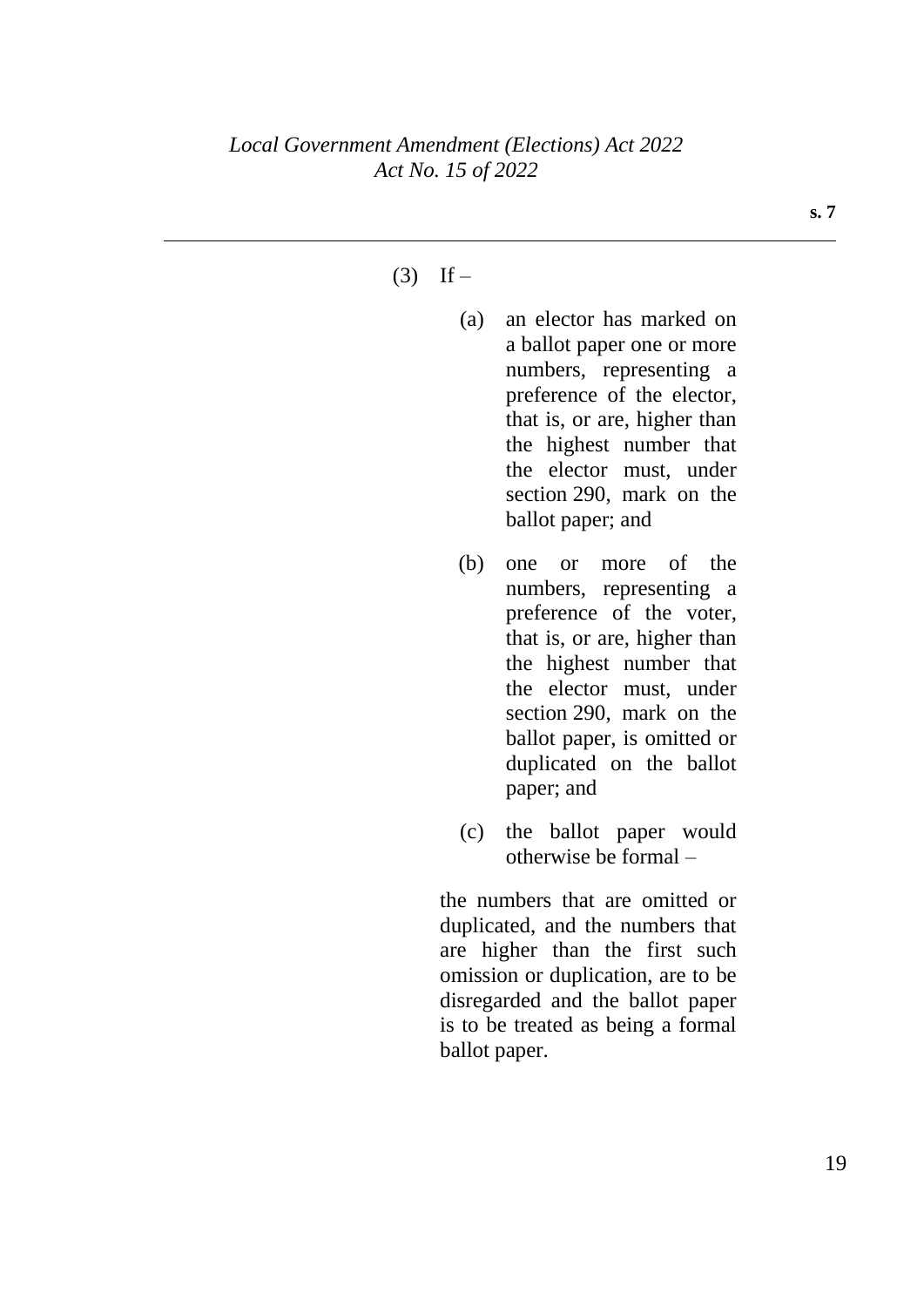(3) If –

(a) an elector has marked on a ballot paper one or more numbers, representing a preference of the elector, that is, or are, higher than the highest number that the elector must, under section 290, mark on the ballot paper; and

(b) one or more of the numbers, representing a preference of the voter, that is, or are, higher than the highest number that the elector must, under section 290, mark on the ballot paper, is omitted or duplicated on the ballot paper; and

(c) the ballot paper would otherwise be formal –

the numbers that are omitted or duplicated, and the numbers that are higher than the first such omission or duplication, are to be disregarded and the ballot paper is to be treated as being a formal ballot paper.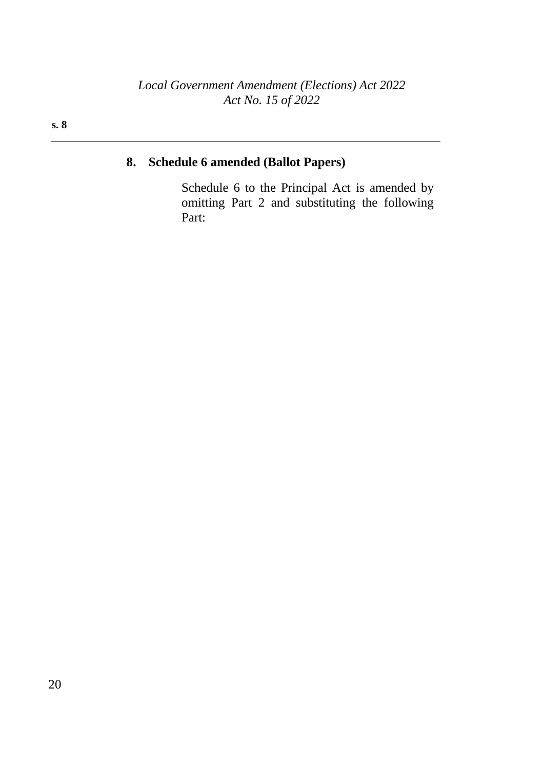## 8. Schedule 6 amended (Ballot Papers)

Schedule 6 to the Principal Act is amended by omitting Part 2 and substituting the following Part: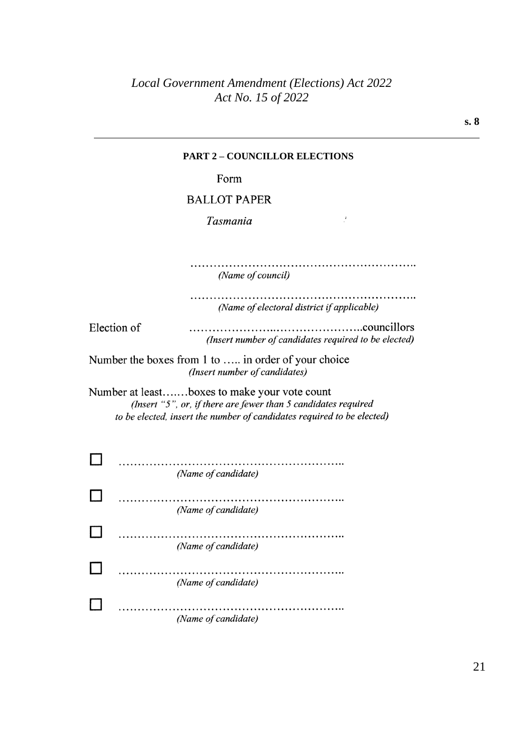**PART 2 – COUNCILLOR ELECTIONS**

Form

BALLOT PAPER

*Tasmania*

…………………………………………………..
*(Name of council)*

…………………………………………………..
*(Name of electoral district if applicable)*

Election of ……………………..…………………..councillors
*(Insert number of candidates required to be elected)*

Number the boxes from 1 to ….. in order of your choice
*(Insert number of candidates)*

Number at least…….boxes to make your vote count
*(Insert "5", or, if there are fewer than 5 candidates required to be elected, insert the number of candidates required to be elected)*

☐ …………………………………………………..
*(Name of candidate)*

☐ …………………………………………………..
*(Name of candidate)*

☐ …………………………………………………..
*(Name of candidate)*

☐ …………………………………………………..
*(Name of candidate)*

☐ …………………………………………………..
*(Name of candidate)*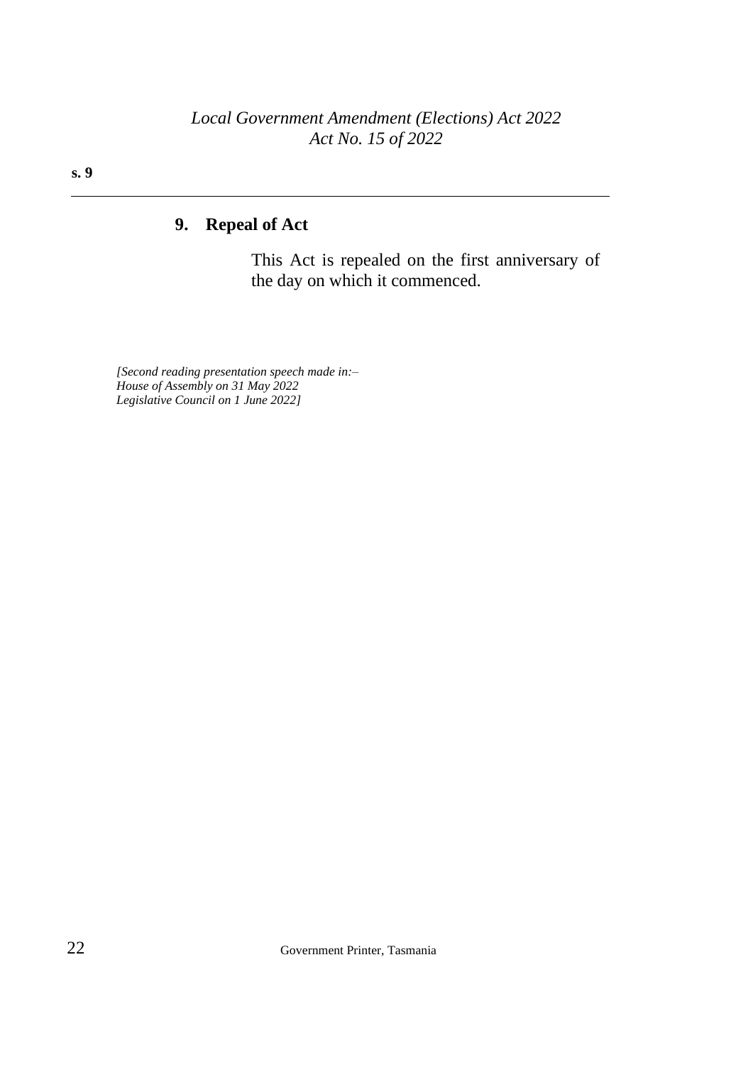## 9. Repeal of Act

This Act is repealed on the first anniversary of the day on which it commenced.

*[Second reading presentation speech made in:–*
*House of Assembly on 31 May 2022*
*Legislative Council on 1 June 2022]*